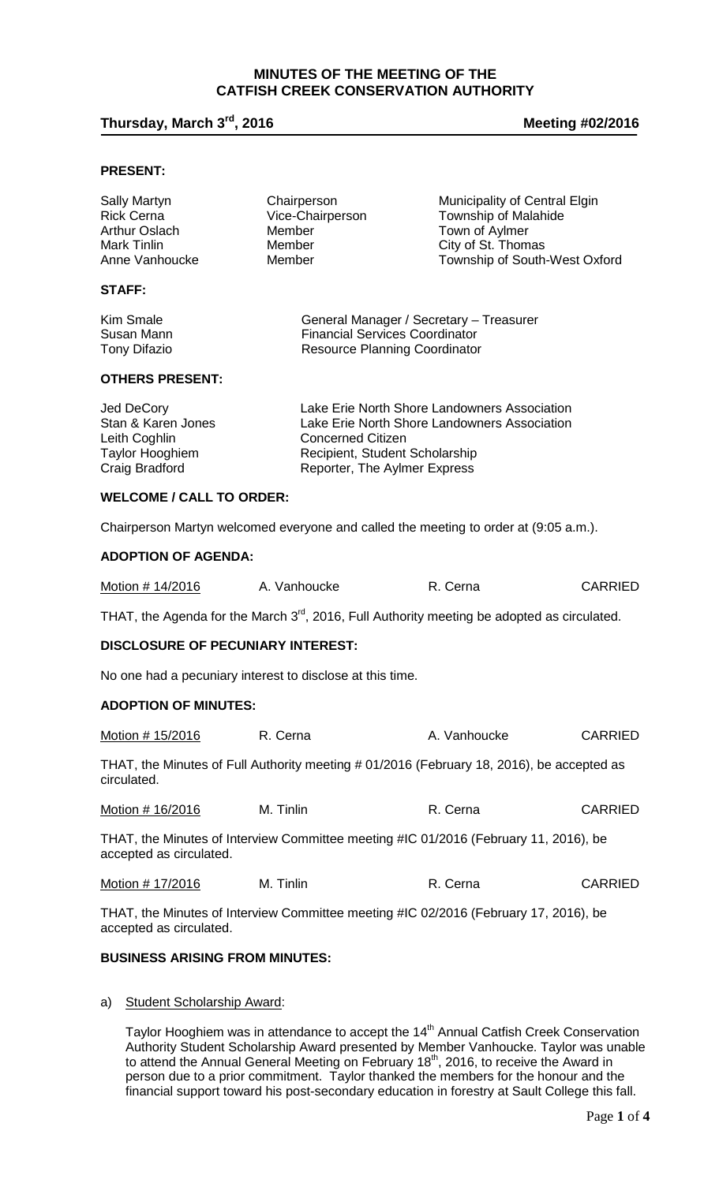# MINUTES OF THE MEETING OF THE CATFISH CREEK CONSERVATION AUTHORITY

**Thursday, March 3rd, 2016** **Meeting #02/2016**

## PRESENT:

| | | |
|---|---|---|
| Sally Martyn | Chairperson | Municipality of Central Elgin |
| Rick Cerna | Vice-Chairperson | Township of Malahide |
| Arthur Oslach | Member | Town of Aylmer |
| Mark Tinlin | Member | City of St. Thomas |
| Anne Vanhoucke | Member | Township of South-West Oxford |

## STAFF:

| | |
|---|---|
| Kim Smale | General Manager / Secretary – Treasurer |
| Susan Mann | Financial Services Coordinator |
| Tony Difazio | Resource Planning Coordinator |

## OTHERS PRESENT:

| | |
|---|---|
| Jed DeCory | Lake Erie North Shore Landowners Association |
| Stan & Karen Jones | Lake Erie North Shore Landowners Association |
| Leith Coghlin | Concerned Citizen |
| Taylor Hooghiem | Recipient, Student Scholarship |
| Craig Bradford | Reporter, The Aylmer Express |

## WELCOME / CALL TO ORDER:

Chairperson Martyn welcomed everyone and called the meeting to order at (9:05 a.m.).

## ADOPTION OF AGENDA:

| Motion # 14/2016 | A. Vanhoucke | R. Cerna | CARRIED |
|---|---|---|---|

THAT, the Agenda for the March 3rd, 2016, Full Authority meeting be adopted as circulated.

## DISCLOSURE OF PECUNIARY INTEREST:

No one had a pecuniary interest to disclose at this time.

## ADOPTION OF MINUTES:

| Motion # 15/2016 | R. Cerna | A. Vanhoucke | CARRIED |
|---|---|---|---|

THAT, the Minutes of Full Authority meeting # 01/2016 (February 18, 2016), be accepted as circulated.

| Motion # 16/2016 | M. Tinlin | R. Cerna | CARRIED |
|---|---|---|---|

THAT, the Minutes of Interview Committee meeting #IC 01/2016 (February 11, 2016), be accepted as circulated.

| Motion # 17/2016 | M. Tinlin | R. Cerna | CARRIED |
|---|---|---|---|

THAT, the Minutes of Interview Committee meeting #IC 02/2016 (February 17, 2016), be accepted as circulated.

## BUSINESS ARISING FROM MINUTES:

a) Student Scholarship Award:

Taylor Hooghiem was in attendance to accept the 14th Annual Catfish Creek Conservation Authority Student Scholarship Award presented by Member Vanhoucke. Taylor was unable to attend the Annual General Meeting on February 18th, 2016, to receive the Award in person due to a prior commitment. Taylor thanked the members for the honour and the financial support toward his post-secondary education in forestry at Sault College this fall.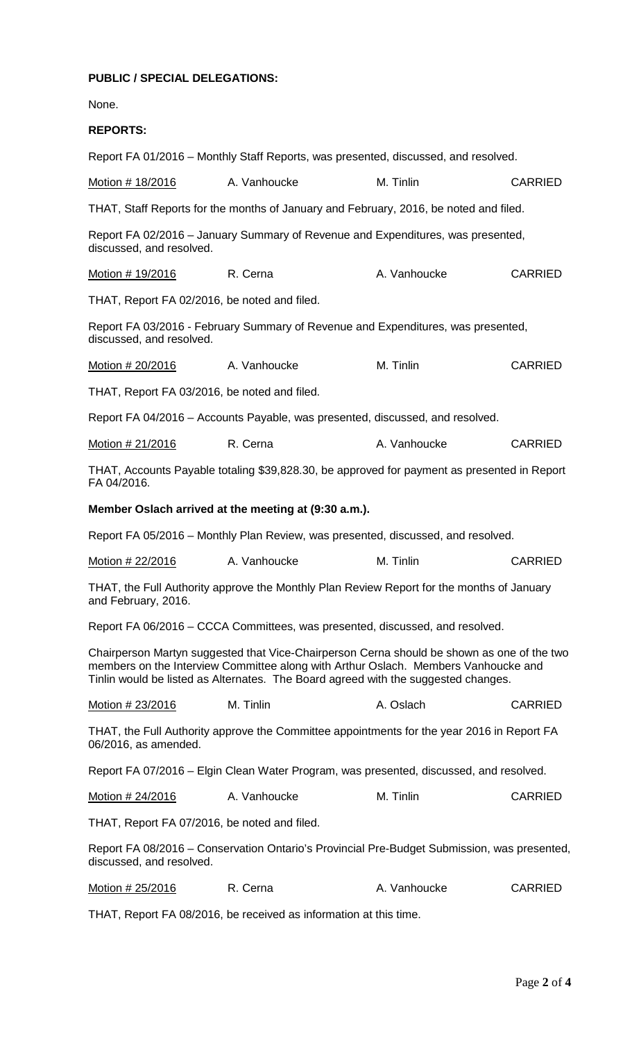**PUBLIC / SPECIAL DELEGATIONS:**

None.

**REPORTS:**

Report FA 01/2016 – Monthly Staff Reports, was presented, discussed, and resolved.

| Motion # 18/2016 | A. Vanhoucke | M. Tinlin | CARRIED |
|---|---|---|---|

THAT, Staff Reports for the months of January and February, 2016, be noted and filed.

Report FA 02/2016 – January Summary of Revenue and Expenditures, was presented, discussed, and resolved.

| Motion # 19/2016 | R. Cerna | A. Vanhoucke | CARRIED |
|---|---|---|---|

THAT, Report FA 02/2016, be noted and filed.

Report FA 03/2016 - February Summary of Revenue and Expenditures, was presented, discussed, and resolved.

| Motion # 20/2016 | A. Vanhoucke | M. Tinlin | CARRIED |
|---|---|---|---|

THAT, Report FA 03/2016, be noted and filed.

Report FA 04/2016 – Accounts Payable, was presented, discussed, and resolved.

| Motion # 21/2016 | R. Cerna | A. Vanhoucke | CARRIED |
|---|---|---|---|

THAT, Accounts Payable totaling $39,828.30, be approved for payment as presented in Report FA 04/2016.

**Member Oslach arrived at the meeting at (9:30 a.m.).**

Report FA 05/2016 – Monthly Plan Review, was presented, discussed, and resolved.

| Motion # 22/2016 | A. Vanhoucke | M. Tinlin | CARRIED |
|---|---|---|---|

THAT, the Full Authority approve the Monthly Plan Review Report for the months of January and February, 2016.

Report FA 06/2016 – CCCA Committees, was presented, discussed, and resolved.

Chairperson Martyn suggested that Vice-Chairperson Cerna should be shown as one of the two members on the Interview Committee along with Arthur Oslach. Members Vanhoucke and Tinlin would be listed as Alternates. The Board agreed with the suggested changes.

| Motion # 23/2016 | M. Tinlin | A. Oslach | CARRIED |
|---|---|---|---|

THAT, the Full Authority approve the Committee appointments for the year 2016 in Report FA 06/2016, as amended.

Report FA 07/2016 – Elgin Clean Water Program, was presented, discussed, and resolved.

| Motion # 24/2016 | A. Vanhoucke | M. Tinlin | CARRIED |
|---|---|---|---|

THAT, Report FA 07/2016, be noted and filed.

Report FA 08/2016 – Conservation Ontario's Provincial Pre-Budget Submission, was presented, discussed, and resolved.

| Motion # 25/2016 | R. Cerna | A. Vanhoucke | CARRIED |
|---|---|---|---|

THAT, Report FA 08/2016, be received as information at this time.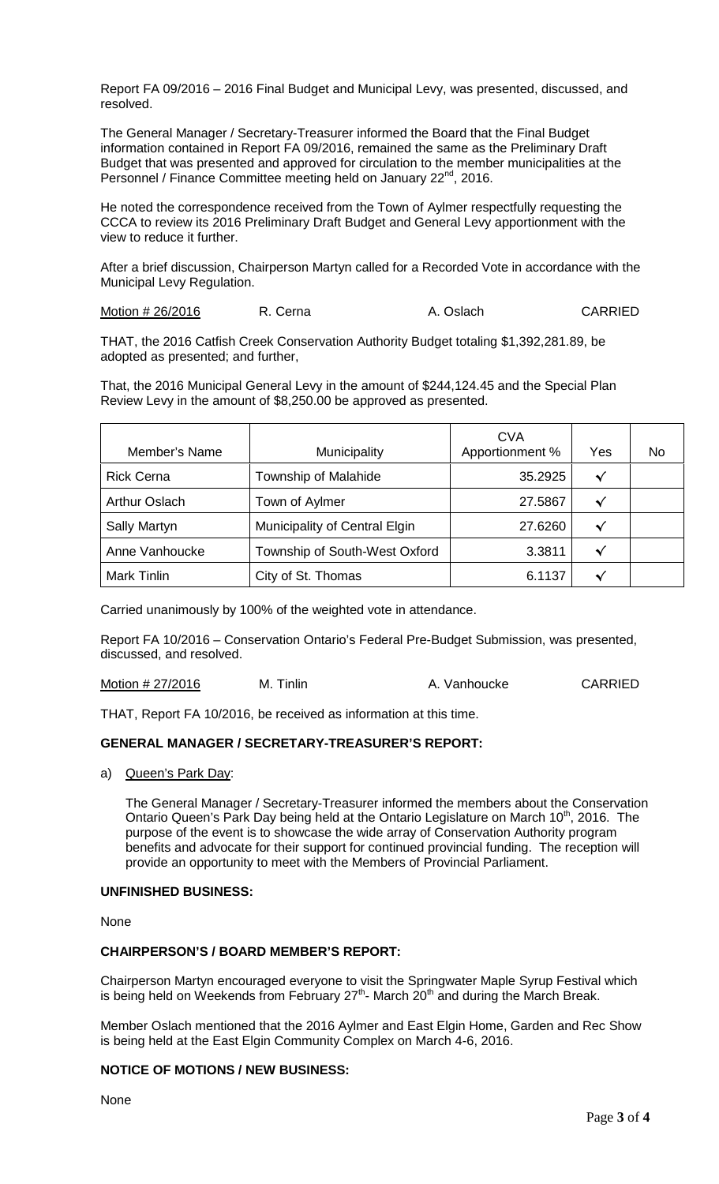Report FA 09/2016 – 2016 Final Budget and Municipal Levy, was presented, discussed, and resolved.

The General Manager / Secretary-Treasurer informed the Board that the Final Budget information contained in Report FA 09/2016, remained the same as the Preliminary Draft Budget that was presented and approved for circulation to the member municipalities at the Personnel / Finance Committee meeting held on January 22nd, 2016.

He noted the correspondence received from the Town of Aylmer respectfully requesting the CCCA to review its 2016 Preliminary Draft Budget and General Levy apportionment with the view to reduce it further.

After a brief discussion, Chairperson Martyn called for a Recorded Vote in accordance with the Municipal Levy Regulation.

| Motion # 26/2016 | R. Cerna | A. Oslach | CARRIED |
|---|---|---|---|

THAT, the 2016 Catfish Creek Conservation Authority Budget totaling $1,392,281.89, be adopted as presented; and further,

That, the 2016 Municipal General Levy in the amount of $244,124.45 and the Special Plan Review Levy in the amount of $8,250.00 be approved as presented.

| Member's Name | Municipality | CVA Apportionment % | Yes | No |
|---|---|---|---|---|
| Rick Cerna | Township of Malahide | 35.2925 | ✓ | |
| Arthur Oslach | Town of Aylmer | 27.5867 | ✓ | |
| Sally Martyn | Municipality of Central Elgin | 27.6260 | ✓ | |
| Anne Vanhoucke | Township of South-West Oxford | 3.3811 | ✓ | |
| Mark Tinlin | City of St. Thomas | 6.1137 | ✓ | |

Carried unanimously by 100% of the weighted vote in attendance.

Report FA 10/2016 – Conservation Ontario's Federal Pre-Budget Submission, was presented, discussed, and resolved.

| Motion # 27/2016 | M. Tinlin | A. Vanhoucke | CARRIED |
|---|---|---|---|

THAT, Report FA 10/2016, be received as information at this time.

## GENERAL MANAGER / SECRETARY-TREASURER'S REPORT:

a) Queen's Park Day:

The General Manager / Secretary-Treasurer informed the members about the Conservation Ontario Queen's Park Day being held at the Ontario Legislature on March 10th, 2016. The purpose of the event is to showcase the wide array of Conservation Authority program benefits and advocate for their support for continued provincial funding. The reception will provide an opportunity to meet with the Members of Provincial Parliament.

## UNFINISHED BUSINESS:

None

## CHAIRPERSON'S / BOARD MEMBER'S REPORT:

Chairperson Martyn encouraged everyone to visit the Springwater Maple Syrup Festival which is being held on Weekends from February 27th- March 20th and during the March Break.

Member Oslach mentioned that the 2016 Aylmer and East Elgin Home, Garden and Rec Show is being held at the East Elgin Community Complex on March 4-6, 2016.

## NOTICE OF MOTIONS / NEW BUSINESS:

None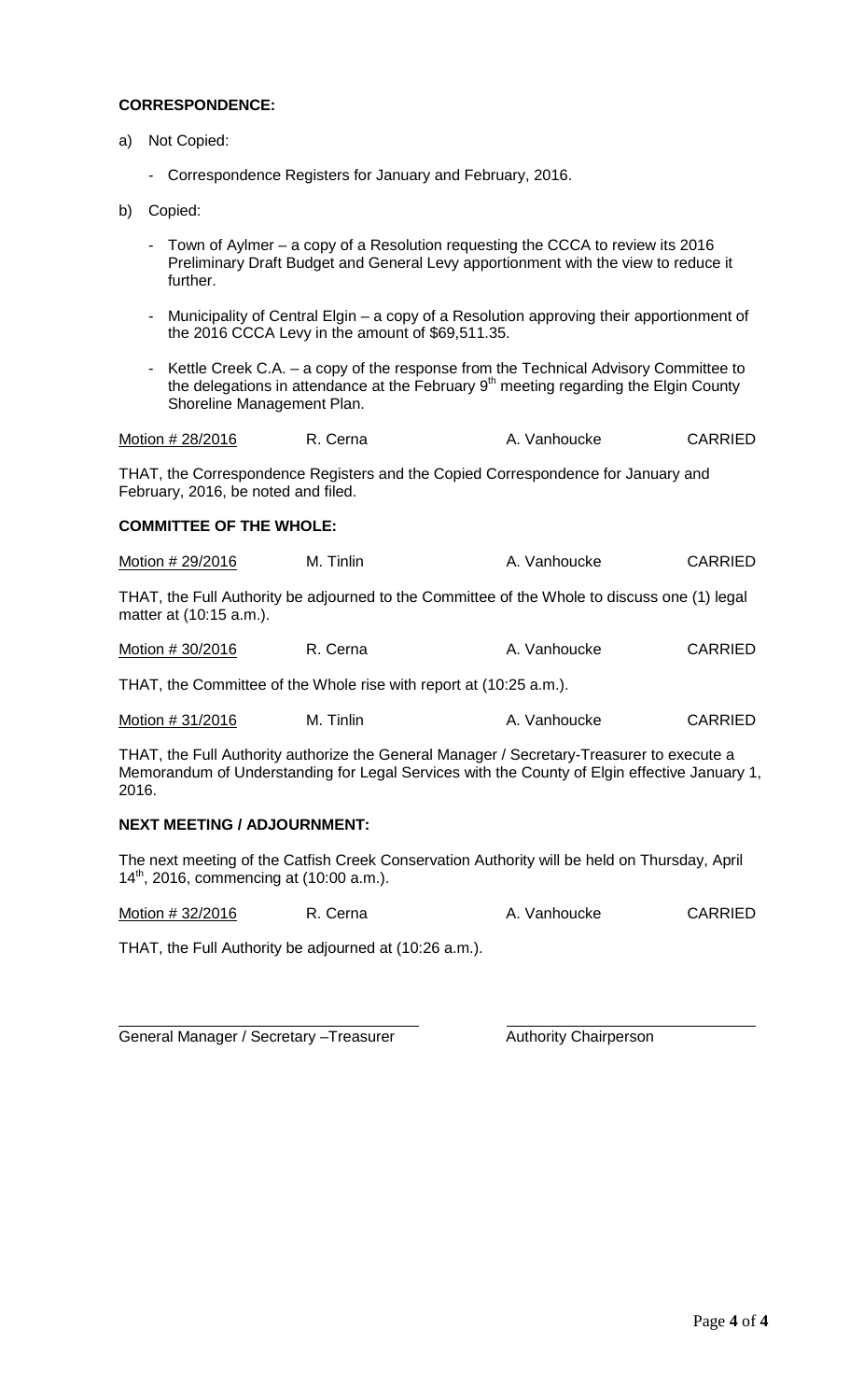**CORRESPONDENCE:**

a) Not Copied:

- Correspondence Registers for January and February, 2016.

b) Copied:

- Town of Aylmer – a copy of a Resolution requesting the CCCA to review its 2016 Preliminary Draft Budget and General Levy apportionment with the view to reduce it further.

- Municipality of Central Elgin – a copy of a Resolution approving their apportionment of the 2016 CCCA Levy in the amount of $69,511.35.

- Kettle Creek C.A. – a copy of the response from the Technical Advisory Committee to the delegations in attendance at the February 9th meeting regarding the Elgin County Shoreline Management Plan.

| | | | |
|---|---|---|---|
| Motion # 28/2016 | R. Cerna | A. Vanhoucke | CARRIED |

THAT, the Correspondence Registers and the Copied Correspondence for January and February, 2016, be noted and filed.

**COMMITTEE OF THE WHOLE:**

| | | | |
|---|---|---|---|
| Motion # 29/2016 | M. Tinlin | A. Vanhoucke | CARRIED |

THAT, the Full Authority be adjourned to the Committee of the Whole to discuss one (1) legal matter at (10:15 a.m.).

| | | | |
|---|---|---|---|
| Motion # 30/2016 | R. Cerna | A. Vanhoucke | CARRIED |

THAT, the Committee of the Whole rise with report at (10:25 a.m.).

| | | | |
|---|---|---|---|
| Motion # 31/2016 | M. Tinlin | A. Vanhoucke | CARRIED |

THAT, the Full Authority authorize the General Manager / Secretary-Treasurer to execute a Memorandum of Understanding for Legal Services with the County of Elgin effective January 1, 2016.

**NEXT MEETING / ADJOURNMENT:**

The next meeting of the Catfish Creek Conservation Authority will be held on Thursday, April 14th, 2016, commencing at (10:00 a.m.).

| | | | |
|---|---|---|---|
| Motion # 32/2016 | R. Cerna | A. Vanhoucke | CARRIED |

THAT, the Full Authority be adjourned at (10:26 a.m.).

General Manager / Secretary –Treasurer

Authority Chairperson